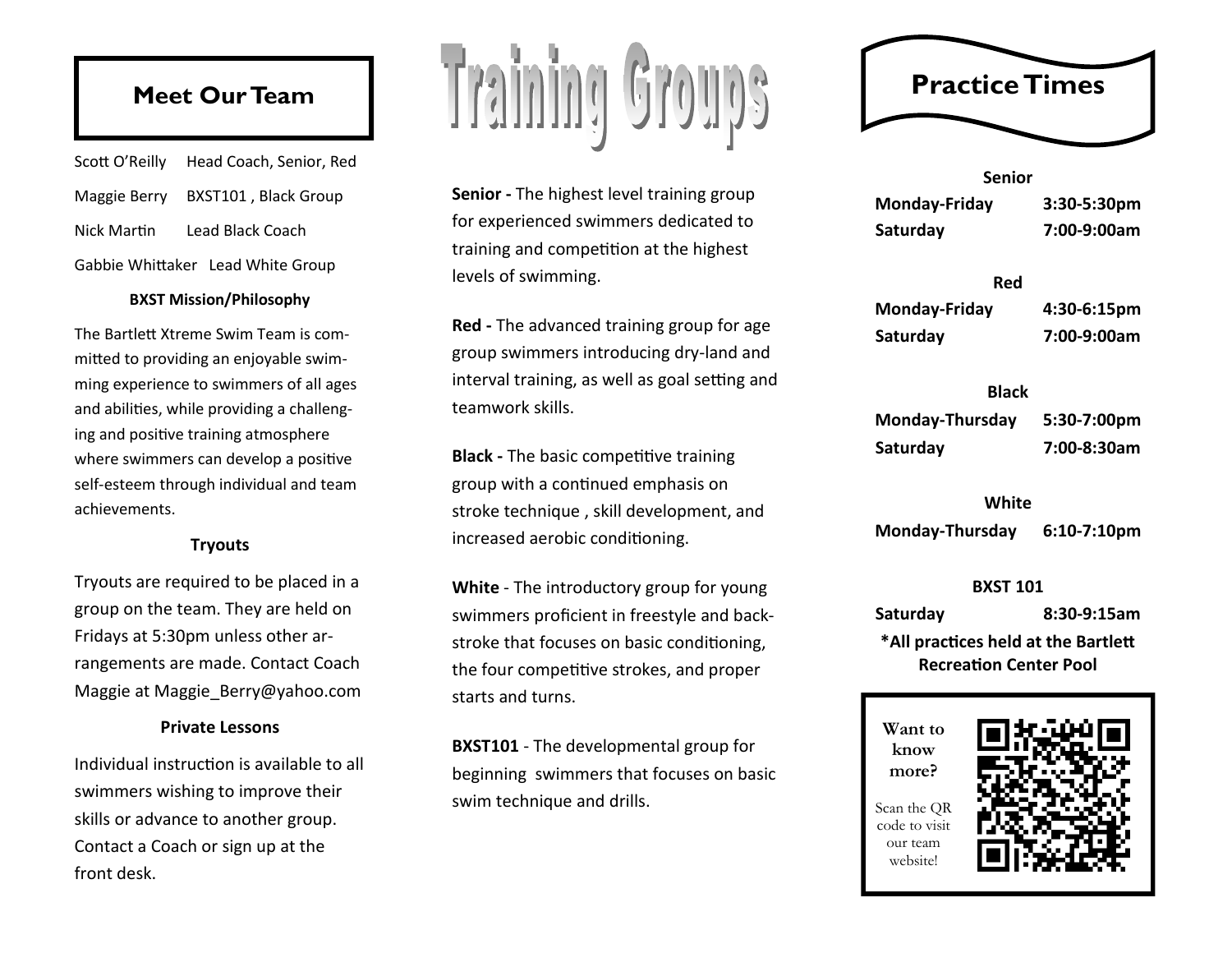## Meet Our Team

| | |
|---|---|
| Scott O'Reilly | Head Coach, Senior, Red |
| Maggie Berry | BXST101 , Black Group |
| Nick Martin | Lead Black Coach |
| Gabbie Whittaker | Lead White Group |

### BXST Mission/Philosophy

The Bartlett Xtreme Swim Team is committed to providing an enjoyable swimming experience to swimmers of all ages and abilities, while providing a challenging and positive training atmosphere where swimmers can develop a positive self-esteem through individual and team achievements.

### Tryouts

Tryouts are required to be placed in a group on the team. They are held on Fridays at 5:30pm unless other arrangements are made. Contact Coach Maggie at Maggie_Berry@yahoo.com

### Private Lessons

Individual instruction is available to all swimmers wishing to improve their skills or advance to another group. Contact a Coach or sign up at the front desk.

## Training Groups

**Senior -** The highest level training group for experienced swimmers dedicated to training and competition at the highest levels of swimming.

**Red -** The advanced training group for age group swimmers introducing dry-land and interval training, as well as goal setting and teamwork skills.

**Black -** The basic competitive training group with a continued emphasis on stroke technique , skill development, and increased aerobic conditioning.

**White** - The introductory group for young swimmers proficient in freestyle and backstroke that focuses on basic conditioning, the four competitive strokes, and proper starts and turns.

**BXST101** - The developmental group for beginning swimmers that focuses on basic swim technique and drills.

## Practice Times

**Senior**

| | |
|---|---|
| **Monday-Friday** | **3:30-5:30pm** |
| **Saturday** | **7:00-9:00am** |

**Red**

| | |
|---|---|
| **Monday-Friday** | **4:30-6:15pm** |
| **Saturday** | **7:00-9:00am** |

**Black**

| | |
|---|---|
| **Monday-Thursday** | **5:30-7:00pm** |
| **Saturday** | **7:00-8:30am** |

**White**

| | |
|---|---|
| **Monday-Thursday** | **6:10-7:10pm** |

**BXST 101**

| | |
|---|---|
| **Saturday** | **8:30-9:15am** |

**\*All practices held at the Bartlett Recreation Center Pool**

**Want to know more?**

Scan the QR code to visit our team website!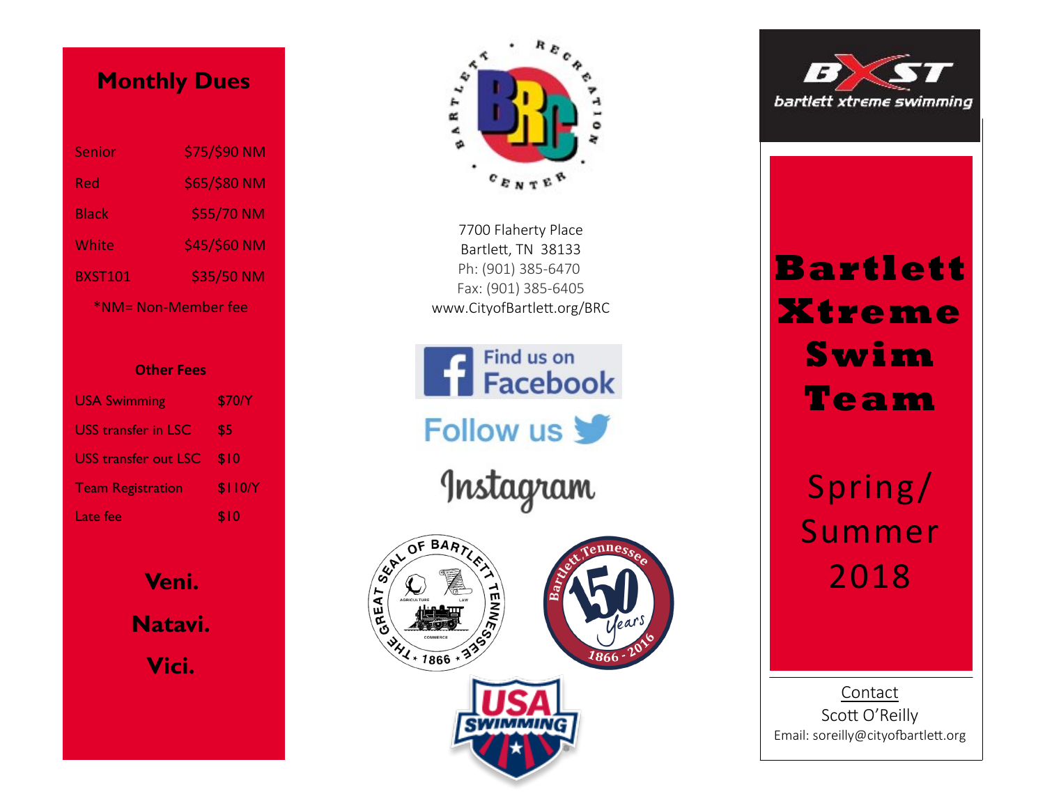## Monthly Dues

| | |
|---|---|
| Senior | $75/$90 NM |
| Red | $65/$80 NM |
| Black | $55/70 NM |
| White | $45/$60 NM |
| BXST101 | $35/50 NM |

*NM= Non-Member fee

### Other Fees

| | |
|---|---|
| USA Swimming | $70/Y |
| USS transfer in LSC | $5 |
| USS transfer out LSC | $10 |
| Team Registration | $110/Y |
| Late fee | $10 |

**Veni.**

**Natavi.**

**Vici.**

BARTLETT • RECREATION • CENTER

7700 Flaherty Place
Bartlett, TN 38133
Ph: (901) 385-6470
Fax: (901) 385-6405
www.CityofBartlett.org/BRC

Find us on Facebook

Follow us

Instagram

THE GREAT SEAL OF BARTLETT TENNESSEE • 1866 •

Bartlett, Tennessee 150 Years 1866 - 2016

USA SWIMMING

BXST bartlett xtreme swimming

# Bartlett Xtreme Swim Team

Spring/
Summer
2018

Contact
Scott O'Reilly
Email: soreilly@cityofbartlett.org